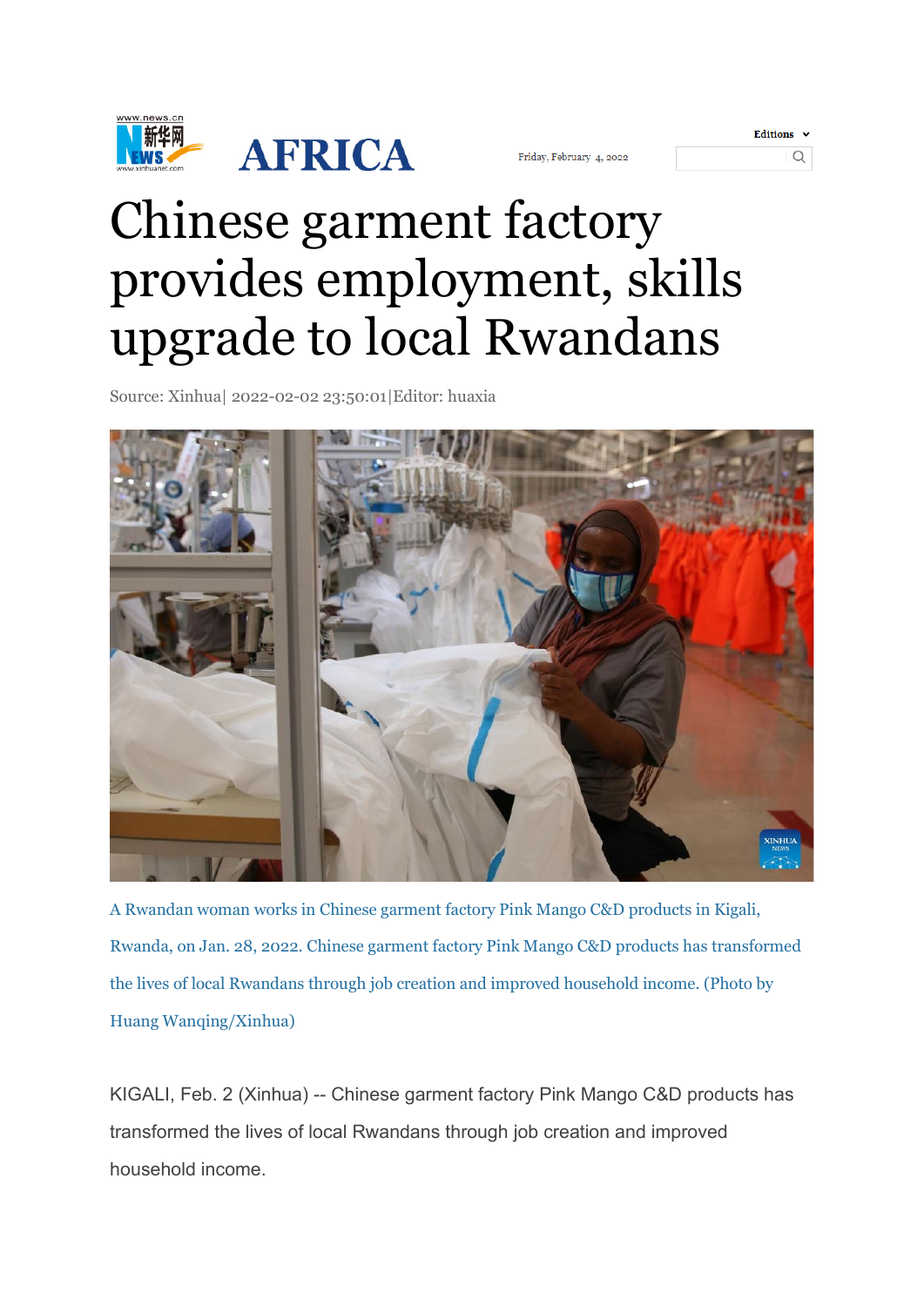# Chinese garment factory provides employment, skills upgrade to local Rwandans

Source: Xinhua| 2022-02-02 23:50:01|Editor: huaxia

A Rwandan woman works in Chinese garment factory Pink Mango C&D products in Kigali, Rwanda, on Jan. 28, 2022. Chinese garment factory Pink Mango C&D products has transformed the lives of local Rwandans through job creation and improved household income. (Photo by Huang Wanqing/Xinhua)

KIGALI, Feb. 2 (Xinhua) -- Chinese garment factory Pink Mango C&D products has transformed the lives of local Rwandans through job creation and improved household income.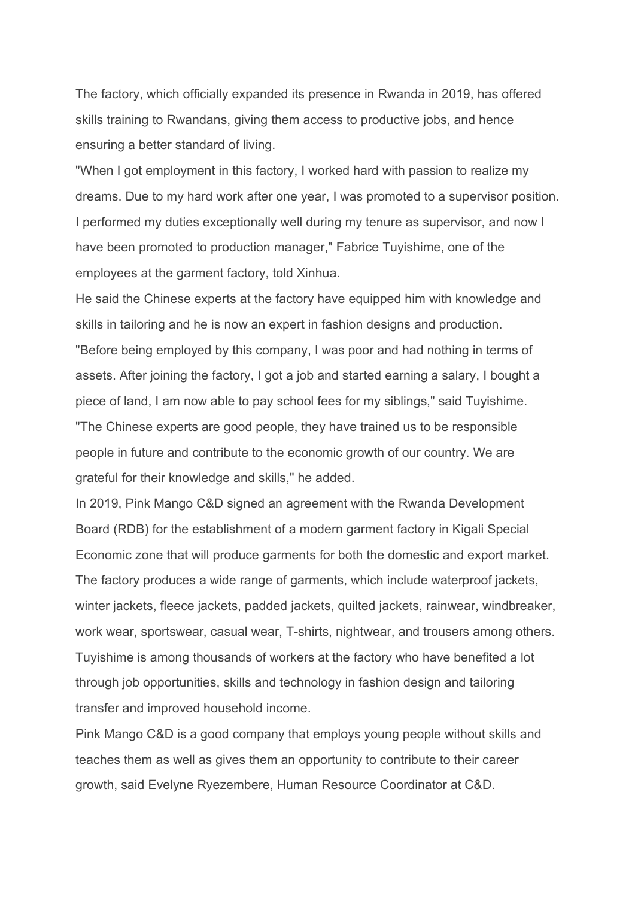The factory, which officially expanded its presence in Rwanda in 2019, has offered skills training to Rwandans, giving them access to productive jobs, and hence ensuring a better standard of living.

"When I got employment in this factory, I worked hard with passion to realize my dreams. Due to my hard work after one year, I was promoted to a supervisor position. I performed my duties exceptionally well during my tenure as supervisor, and now I have been promoted to production manager," Fabrice Tuyishime, one of the employees at the garment factory, told Xinhua.

He said the Chinese experts at the factory have equipped him with knowledge and skills in tailoring and he is now an expert in fashion designs and production.

"Before being employed by this company, I was poor and had nothing in terms of assets. After joining the factory, I got a job and started earning a salary, I bought a piece of land, I am now able to pay school fees for my siblings," said Tuyishime.

"The Chinese experts are good people, they have trained us to be responsible people in future and contribute to the economic growth of our country. We are grateful for their knowledge and skills," he added.

In 2019, Pink Mango C&D signed an agreement with the Rwanda Development Board (RDB) for the establishment of a modern garment factory in Kigali Special Economic zone that will produce garments for both the domestic and export market.

The factory produces a wide range of garments, which include waterproof jackets, winter jackets, fleece jackets, padded jackets, quilted jackets, rainwear, windbreaker, work wear, sportswear, casual wear, T-shirts, nightwear, and trousers among others.

Tuyishime is among thousands of workers at the factory who have benefited a lot through job opportunities, skills and technology in fashion design and tailoring transfer and improved household income.

Pink Mango C&D is a good company that employs young people without skills and teaches them as well as gives them an opportunity to contribute to their career growth, said Evelyne Ryezembere, Human Resource Coordinator at C&D.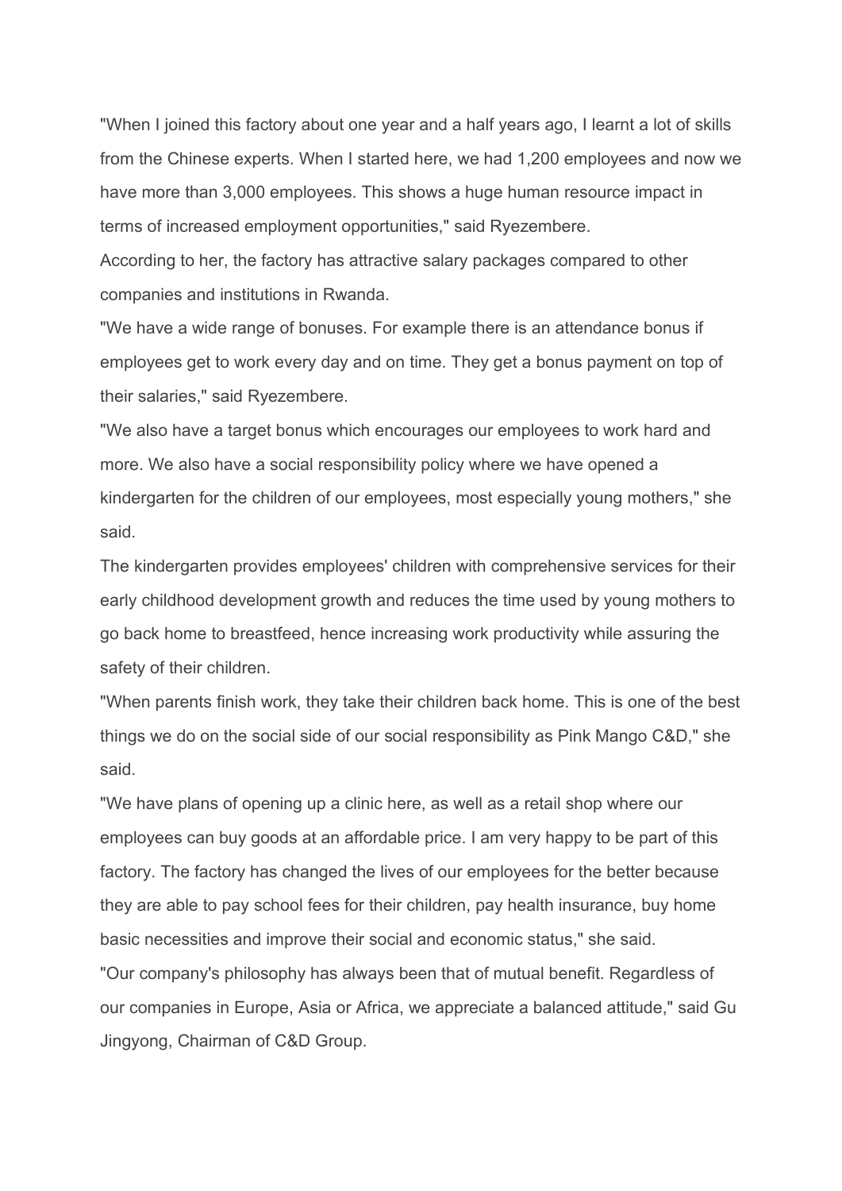"When I joined this factory about one year and a half years ago, I learnt a lot of skills from the Chinese experts. When I started here, we had 1,200 employees and now we have more than 3,000 employees. This shows a huge human resource impact in terms of increased employment opportunities," said Ryezembere.

According to her, the factory has attractive salary packages compared to other companies and institutions in Rwanda.

"We have a wide range of bonuses. For example there is an attendance bonus if employees get to work every day and on time. They get a bonus payment on top of their salaries," said Ryezembere.

"We also have a target bonus which encourages our employees to work hard and more. We also have a social responsibility policy where we have opened a kindergarten for the children of our employees, most especially young mothers," she said.

The kindergarten provides employees' children with comprehensive services for their early childhood development growth and reduces the time used by young mothers to go back home to breastfeed, hence increasing work productivity while assuring the safety of their children.

"When parents finish work, they take their children back home. This is one of the best things we do on the social side of our social responsibility as Pink Mango C&D," she said.

"We have plans of opening up a clinic here, as well as a retail shop where our employees can buy goods at an affordable price. I am very happy to be part of this factory. The factory has changed the lives of our employees for the better because they are able to pay school fees for their children, pay health insurance, buy home basic necessities and improve their social and economic status," she said.

"Our company's philosophy has always been that of mutual benefit. Regardless of our companies in Europe, Asia or Africa, we appreciate a balanced attitude," said Gu Jingyong, Chairman of C&D Group.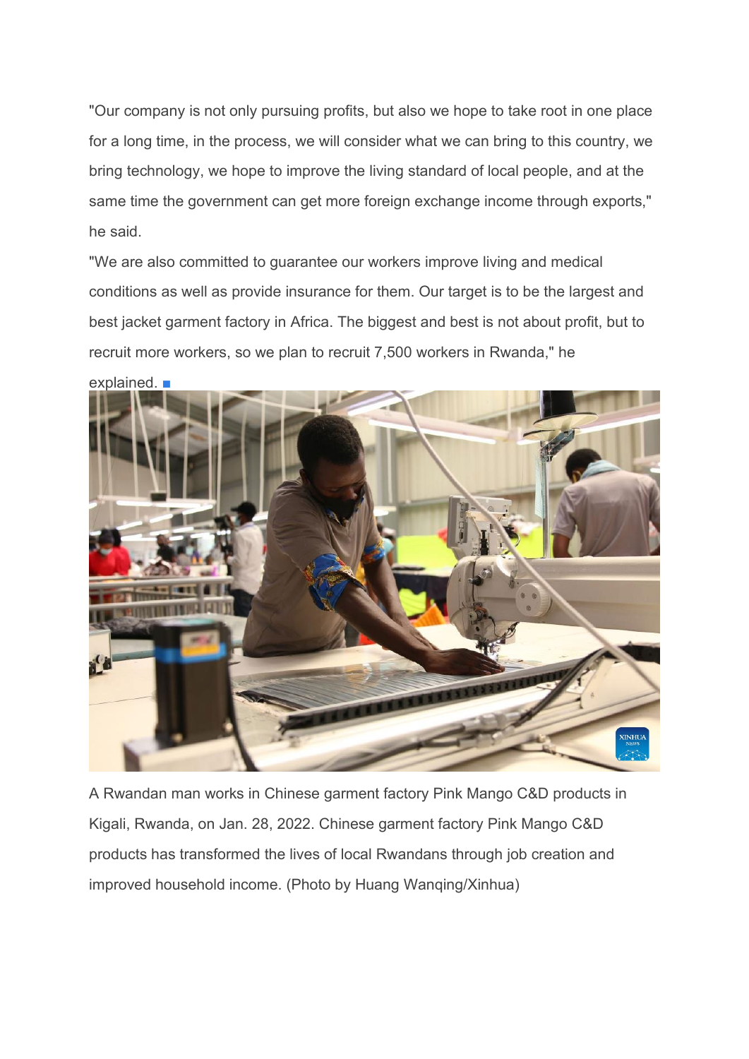"Our company is not only pursuing profits, but also we hope to take root in one place for a long time, in the process, we will consider what we can bring to this country, we bring technology, we hope to improve the living standard of local people, and at the same time the government can get more foreign exchange income through exports," he said.

"We are also committed to guarantee our workers improve living and medical conditions as well as provide insurance for them. Our target is to be the largest and best jacket garment factory in Africa. The biggest and best is not about profit, but to recruit more workers, so we plan to recruit 7,500 workers in Rwanda," he explained. ■

A Rwandan man works in Chinese garment factory Pink Mango C&D products in Kigali, Rwanda, on Jan. 28, 2022. Chinese garment factory Pink Mango C&D products has transformed the lives of local Rwandans through job creation and improved household income. (Photo by Huang Wanqing/Xinhua)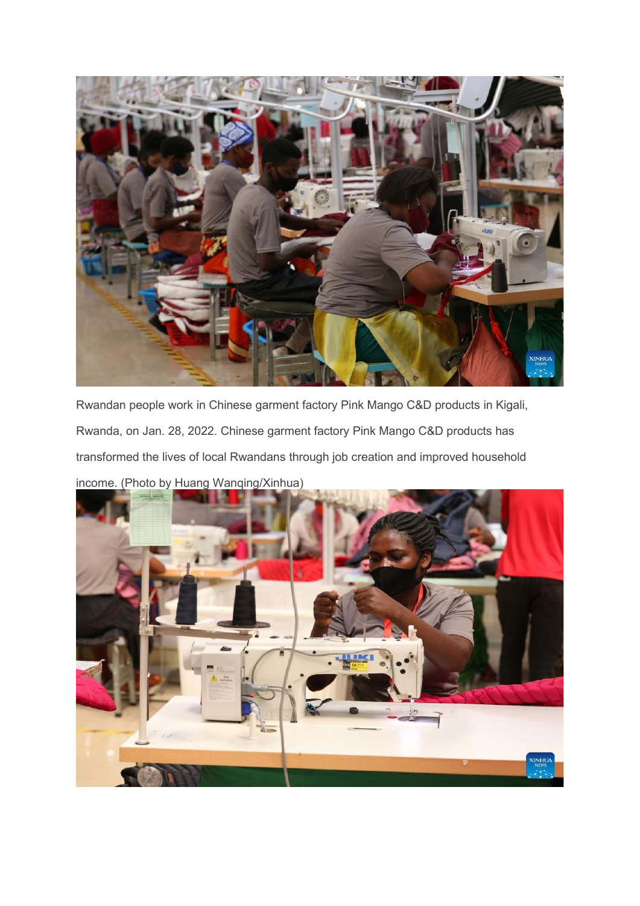Rwandan people work in Chinese garment factory Pink Mango C&D products in Kigali, Rwanda, on Jan. 28, 2022. Chinese garment factory Pink Mango C&D products has transformed the lives of local Rwandans through job creation and improved household income. (Photo by Huang Wanqing/Xinhua)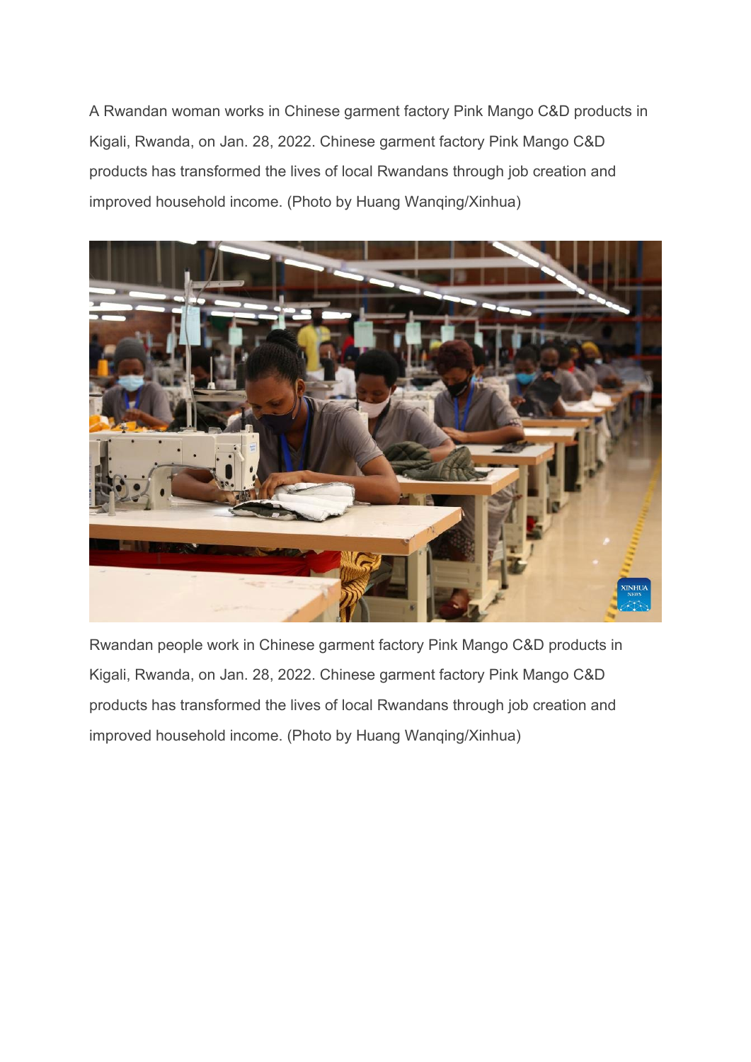A Rwandan woman works in Chinese garment factory Pink Mango C&D products in Kigali, Rwanda, on Jan. 28, 2022. Chinese garment factory Pink Mango C&D products has transformed the lives of local Rwandans through job creation and improved household income. (Photo by Huang Wanqing/Xinhua)

Rwandan people work in Chinese garment factory Pink Mango C&D products in Kigali, Rwanda, on Jan. 28, 2022. Chinese garment factory Pink Mango C&D products has transformed the lives of local Rwandans through job creation and improved household income. (Photo by Huang Wanqing/Xinhua)